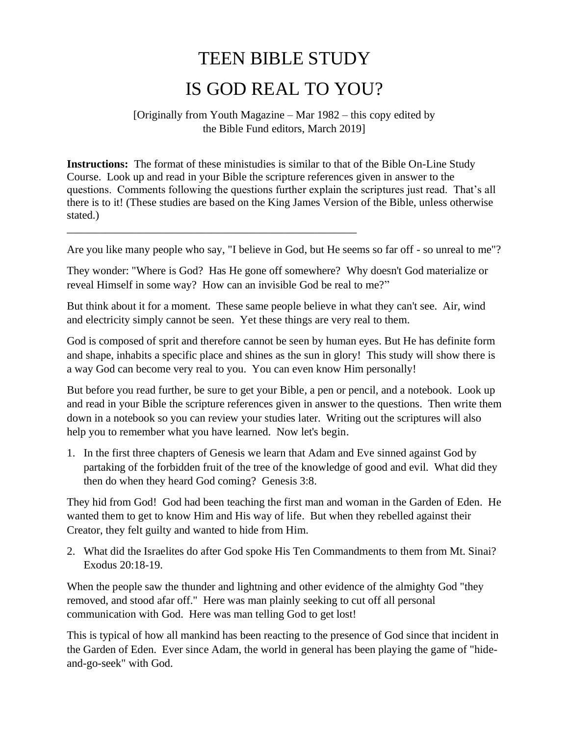# TEEN BIBLE STUDY

# IS GOD REAL TO YOU?

[Originally from Youth Magazine – Mar 1982 – this copy edited by the Bible Fund editors, March 2019]

**Instructions:** The format of these ministudies is similar to that of the Bible On-Line Study Course. Look up and read in your Bible the scripture references given in answer to the questions. Comments following the questions further explain the scriptures just read. That's all there is to it! (These studies are based on the King James Version of the Bible, unless otherwise stated.)

---

Are you like many people who say, "I believe in God, but He seems so far off - so unreal to me"?

They wonder: "Where is God? Has He gone off somewhere? Why doesn't God materialize or reveal Himself in some way? How can an invisible God be real to me?"

But think about it for a moment. These same people believe in what they can't see. Air, wind and electricity simply cannot be seen. Yet these things are very real to them.

God is composed of sprit and therefore cannot be seen by human eyes. But He has definite form and shape, inhabits a specific place and shines as the sun in glory! This study will show there is a way God can become very real to you. You can even know Him personally!

But before you read further, be sure to get your Bible, a pen or pencil, and a notebook. Look up and read in your Bible the scripture references given in answer to the questions. Then write them down in a notebook so you can review your studies later. Writing out the scriptures will also help you to remember what you have learned. Now let's begin.

1. In the first three chapters of Genesis we learn that Adam and Eve sinned against God by partaking of the forbidden fruit of the tree of the knowledge of good and evil. What did they then do when they heard God coming? Genesis 3:8.

They hid from God! God had been teaching the first man and woman in the Garden of Eden. He wanted them to get to know Him and His way of life. But when they rebelled against their Creator, they felt guilty and wanted to hide from Him.

2. What did the Israelites do after God spoke His Ten Commandments to them from Mt. Sinai? Exodus 20:18-19.

When the people saw the thunder and lightning and other evidence of the almighty God "they removed, and stood afar off." Here was man plainly seeking to cut off all personal communication with God. Here was man telling God to get lost!

This is typical of how all mankind has been reacting to the presence of God since that incident in the Garden of Eden. Ever since Adam, the world in general has been playing the game of "hide-and-go-seek" with God.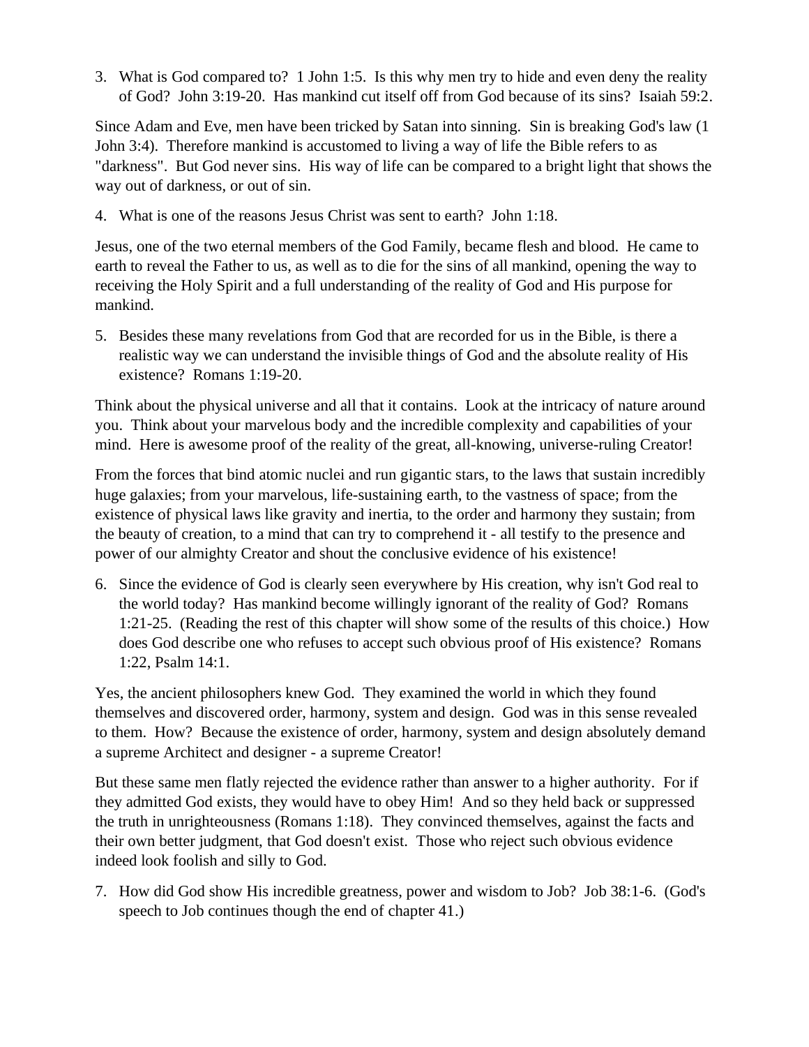3. What is God compared to? 1 John 1:5. Is this why men try to hide and even deny the reality of God? John 3:19-20. Has mankind cut itself off from God because of its sins? Isaiah 59:2.

Since Adam and Eve, men have been tricked by Satan into sinning. Sin is breaking God's law (1 John 3:4). Therefore mankind is accustomed to living a way of life the Bible refers to as "darkness". But God never sins. His way of life can be compared to a bright light that shows the way out of darkness, or out of sin.

4. What is one of the reasons Jesus Christ was sent to earth? John 1:18.

Jesus, one of the two eternal members of the God Family, became flesh and blood. He came to earth to reveal the Father to us, as well as to die for the sins of all mankind, opening the way to receiving the Holy Spirit and a full understanding of the reality of God and His purpose for mankind.

5. Besides these many revelations from God that are recorded for us in the Bible, is there a realistic way we can understand the invisible things of God and the absolute reality of His existence? Romans 1:19-20.

Think about the physical universe and all that it contains. Look at the intricacy of nature around you. Think about your marvelous body and the incredible complexity and capabilities of your mind. Here is awesome proof of the reality of the great, all-knowing, universe-ruling Creator!

From the forces that bind atomic nuclei and run gigantic stars, to the laws that sustain incredibly huge galaxies; from your marvelous, life-sustaining earth, to the vastness of space; from the existence of physical laws like gravity and inertia, to the order and harmony they sustain; from the beauty of creation, to a mind that can try to comprehend it - all testify to the presence and power of our almighty Creator and shout the conclusive evidence of his existence!

6. Since the evidence of God is clearly seen everywhere by His creation, why isn't God real to the world today? Has mankind become willingly ignorant of the reality of God? Romans 1:21-25. (Reading the rest of this chapter will show some of the results of this choice.) How does God describe one who refuses to accept such obvious proof of His existence? Romans 1:22, Psalm 14:1.

Yes, the ancient philosophers knew God. They examined the world in which they found themselves and discovered order, harmony, system and design. God was in this sense revealed to them. How? Because the existence of order, harmony, system and design absolutely demand a supreme Architect and designer - a supreme Creator!

But these same men flatly rejected the evidence rather than answer to a higher authority. For if they admitted God exists, they would have to obey Him! And so they held back or suppressed the truth in unrighteousness (Romans 1:18). They convinced themselves, against the facts and their own better judgment, that God doesn't exist. Those who reject such obvious evidence indeed look foolish and silly to God.

7. How did God show His incredible greatness, power and wisdom to Job? Job 38:1-6. (God's speech to Job continues though the end of chapter 41.)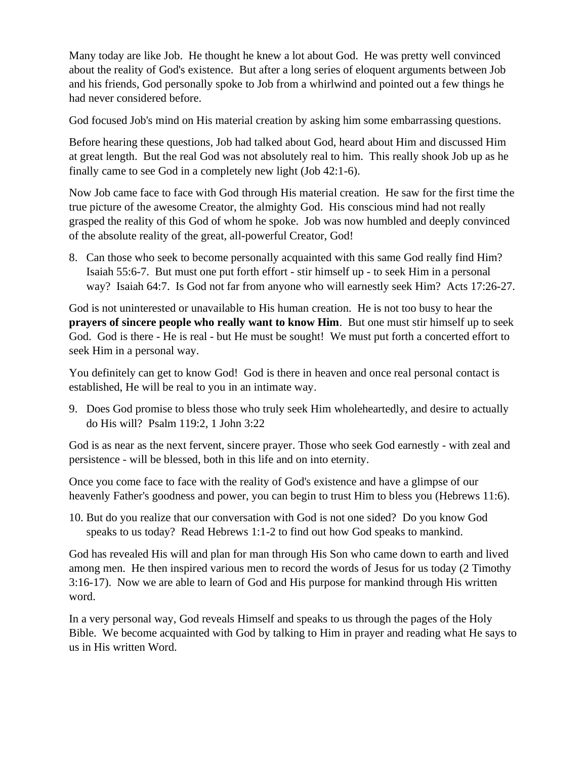Many today are like Job. He thought he knew a lot about God. He was pretty well convinced about the reality of God's existence. But after a long series of eloquent arguments between Job and his friends, God personally spoke to Job from a whirlwind and pointed out a few things he had never considered before.

God focused Job's mind on His material creation by asking him some embarrassing questions.

Before hearing these questions, Job had talked about God, heard about Him and discussed Him at great length. But the real God was not absolutely real to him. This really shook Job up as he finally came to see God in a completely new light (Job 42:1-6).

Now Job came face to face with God through His material creation. He saw for the first time the true picture of the awesome Creator, the almighty God. His conscious mind had not really grasped the reality of this God of whom he spoke. Job was now humbled and deeply convinced of the absolute reality of the great, all-powerful Creator, God!

8. Can those who seek to become personally acquainted with this same God really find Him? Isaiah 55:6-7. But must one put forth effort - stir himself up - to seek Him in a personal way? Isaiah 64:7. Is God not far from anyone who will earnestly seek Him? Acts 17:26-27.

God is not uninterested or unavailable to His human creation. He is not too busy to hear the **prayers of sincere people who really want to know Him**. But one must stir himself up to seek God. God is there - He is real - but He must be sought! We must put forth a concerted effort to seek Him in a personal way.

You definitely can get to know God! God is there in heaven and once real personal contact is established, He will be real to you in an intimate way.

9. Does God promise to bless those who truly seek Him wholeheartedly, and desire to actually do His will? Psalm 119:2, 1 John 3:22

God is as near as the next fervent, sincere prayer. Those who seek God earnestly - with zeal and persistence - will be blessed, both in this life and on into eternity.

Once you come face to face with the reality of God's existence and have a glimpse of our heavenly Father's goodness and power, you can begin to trust Him to bless you (Hebrews 11:6).

10. But do you realize that our conversation with God is not one sided? Do you know God speaks to us today? Read Hebrews 1:1-2 to find out how God speaks to mankind.

God has revealed His will and plan for man through His Son who came down to earth and lived among men. He then inspired various men to record the words of Jesus for us today (2 Timothy 3:16-17). Now we are able to learn of God and His purpose for mankind through His written word.

In a very personal way, God reveals Himself and speaks to us through the pages of the Holy Bible. We become acquainted with God by talking to Him in prayer and reading what He says to us in His written Word.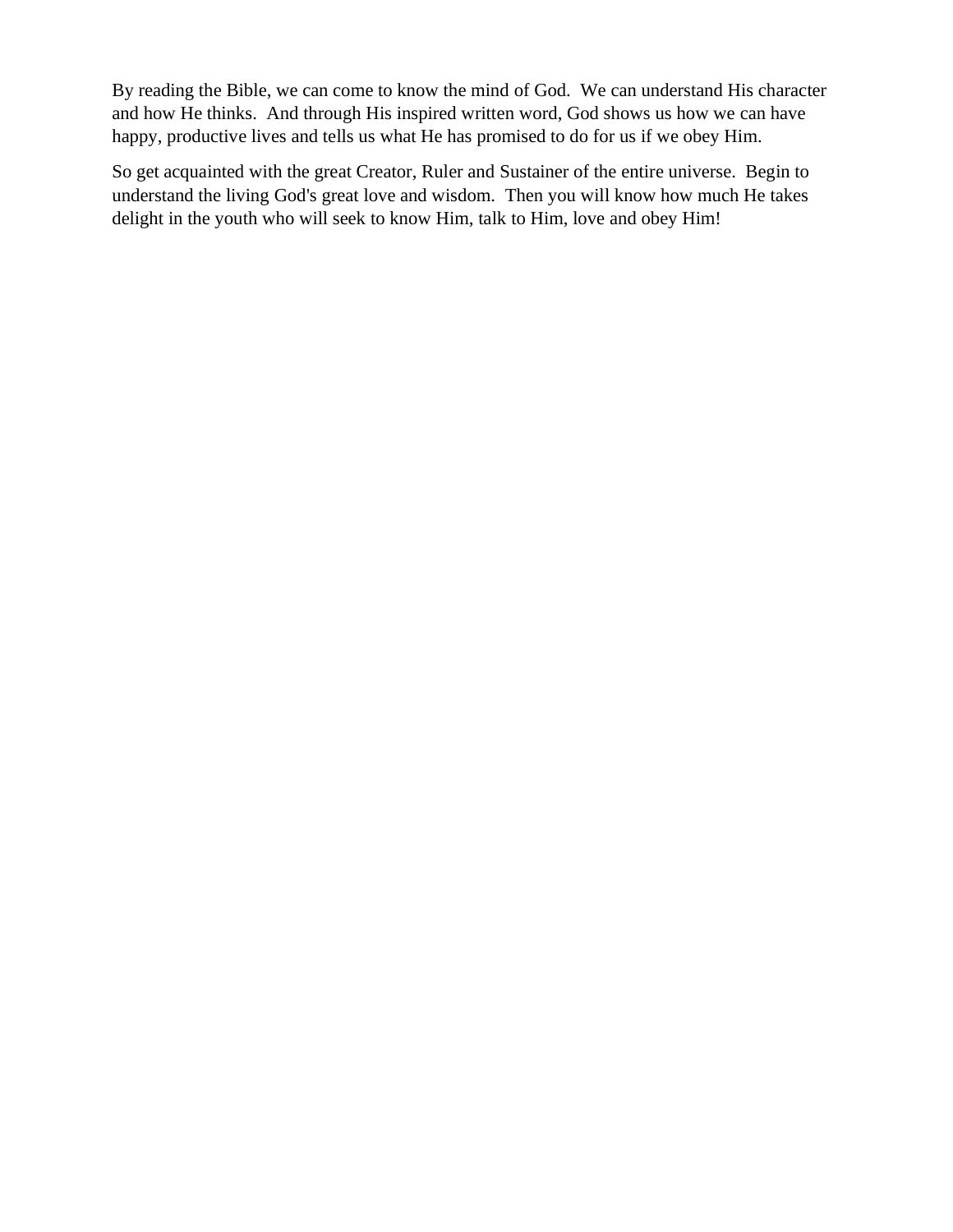By reading the Bible, we can come to know the mind of God. We can understand His character and how He thinks. And through His inspired written word, God shows us how we can have happy, productive lives and tells us what He has promised to do for us if we obey Him.

So get acquainted with the great Creator, Ruler and Sustainer of the entire universe. Begin to understand the living God's great love and wisdom. Then you will know how much He takes delight in the youth who will seek to know Him, talk to Him, love and obey Him!